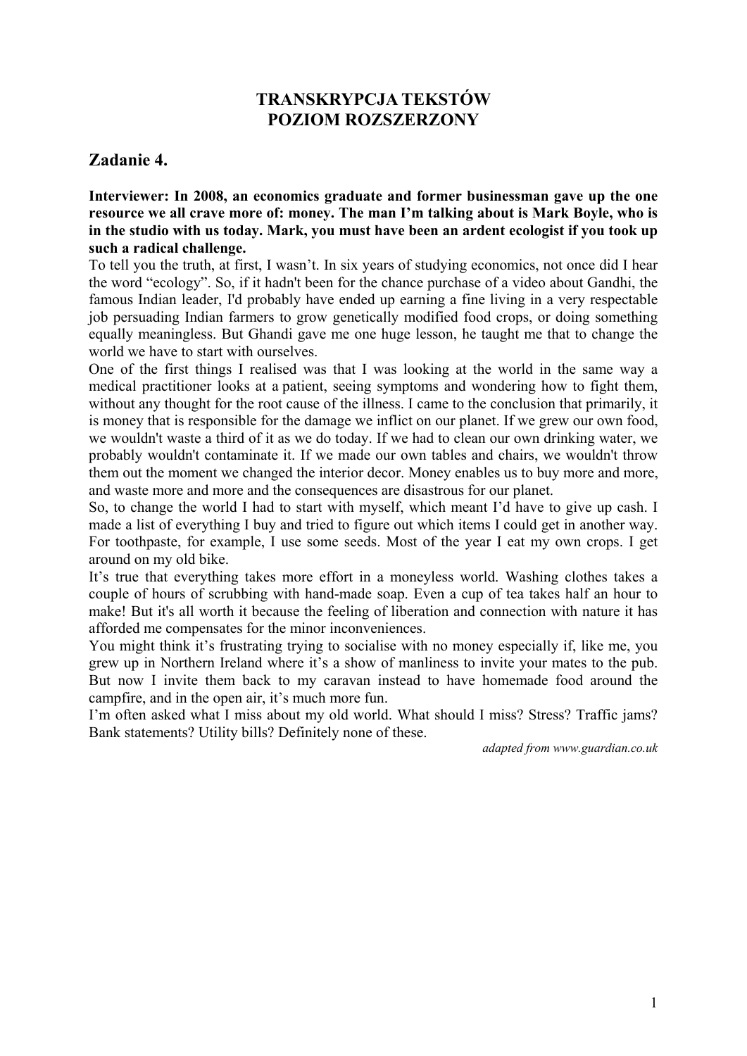# TRANSKRYPCJA TEKSTÓW
# POZIOM ROZSZERZONY

## Zadanie 4.

**Interviewer: In 2008, an economics graduate and former businessman gave up the one resource we all crave more of: money. The man I'm talking about is Mark Boyle, who is in the studio with us today. Mark, you must have been an ardent ecologist if you took up such a radical challenge.**

To tell you the truth, at first, I wasn't. In six years of studying economics, not once did I hear the word "ecology". So, if it hadn't been for the chance purchase of a video about Gandhi, the famous Indian leader, I'd probably have ended up earning a fine living in a very respectable job persuading Indian farmers to grow genetically modified food crops, or doing something equally meaningless. But Ghandi gave me one huge lesson, he taught me that to change the world we have to start with ourselves.

One of the first things I realised was that I was looking at the world in the same way a medical practitioner looks at a patient, seeing symptoms and wondering how to fight them, without any thought for the root cause of the illness. I came to the conclusion that primarily, it is money that is responsible for the damage we inflict on our planet. If we grew our own food, we wouldn't waste a third of it as we do today. If we had to clean our own drinking water, we probably wouldn't contaminate it. If we made our own tables and chairs, we wouldn't throw them out the moment we changed the interior decor. Money enables us to buy more and more, and waste more and more and the consequences are disastrous for our planet.

So, to change the world I had to start with myself, which meant I'd have to give up cash. I made a list of everything I buy and tried to figure out which items I could get in another way. For toothpaste, for example, I use some seeds. Most of the year I eat my own crops. I get around on my old bike.

It's true that everything takes more effort in a moneyless world. Washing clothes takes a couple of hours of scrubbing with hand-made soap. Even a cup of tea takes half an hour to make! But it's all worth it because the feeling of liberation and connection with nature it has afforded me compensates for the minor inconveniences.

You might think it's frustrating trying to socialise with no money especially if, like me, you grew up in Northern Ireland where it's a show of manliness to invite your mates to the pub. But now I invite them back to my caravan instead to have homemade food around the campfire, and in the open air, it's much more fun.

I'm often asked what I miss about my old world. What should I miss? Stress? Traffic jams? Bank statements? Utility bills? Definitely none of these.

*adapted from www.guardian.co.uk*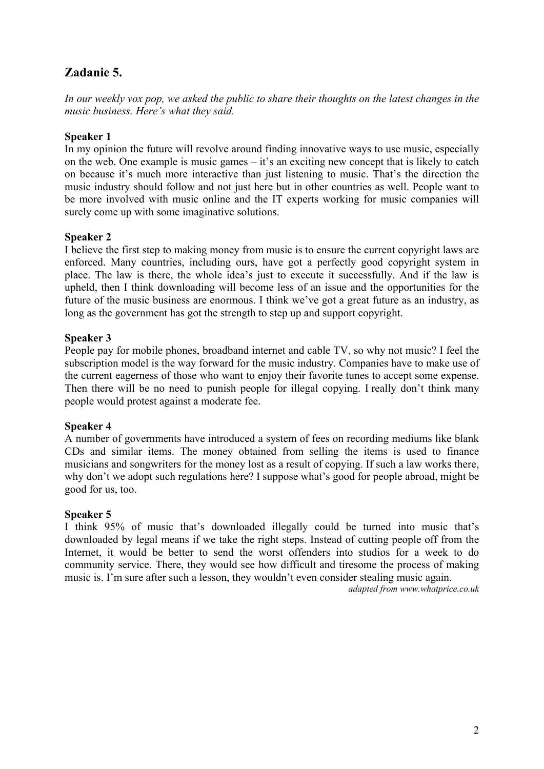## Zadanie 5.

*In our weekly vox pop, we asked the public to share their thoughts on the latest changes in the music business. Here's what they said.*

**Speaker 1**

In my opinion the future will revolve around finding innovative ways to use music, especially on the web. One example is music games – it's an exciting new concept that is likely to catch on because it's much more interactive than just listening to music. That's the direction the music industry should follow and not just here but in other countries as well. People want to be more involved with music online and the IT experts working for music companies will surely come up with some imaginative solutions.

**Speaker 2**

I believe the first step to making money from music is to ensure the current copyright laws are enforced. Many countries, including ours, have got a perfectly good copyright system in place. The law is there, the whole idea's just to execute it successfully. And if the law is upheld, then I think downloading will become less of an issue and the opportunities for the future of the music business are enormous. I think we've got a great future as an industry, as long as the government has got the strength to step up and support copyright.

**Speaker 3**

People pay for mobile phones, broadband internet and cable TV, so why not music? I feel the subscription model is the way forward for the music industry. Companies have to make use of the current eagerness of those who want to enjoy their favorite tunes to accept some expense. Then there will be no need to punish people for illegal copying. I really don't think many people would protest against a moderate fee.

**Speaker 4**

A number of governments have introduced a system of fees on recording mediums like blank CDs and similar items. The money obtained from selling the items is used to finance musicians and songwriters for the money lost as a result of copying. If such a law works there, why don't we adopt such regulations here? I suppose what's good for people abroad, might be good for us, too.

**Speaker 5**

I think 95% of music that's downloaded illegally could be turned into music that's downloaded by legal means if we take the right steps. Instead of cutting people off from the Internet, it would be better to send the worst offenders into studios for a week to do community service. There, they would see how difficult and tiresome the process of making music is. I'm sure after such a lesson, they wouldn't even consider stealing music again.

*adapted from www.whatprice.co.uk*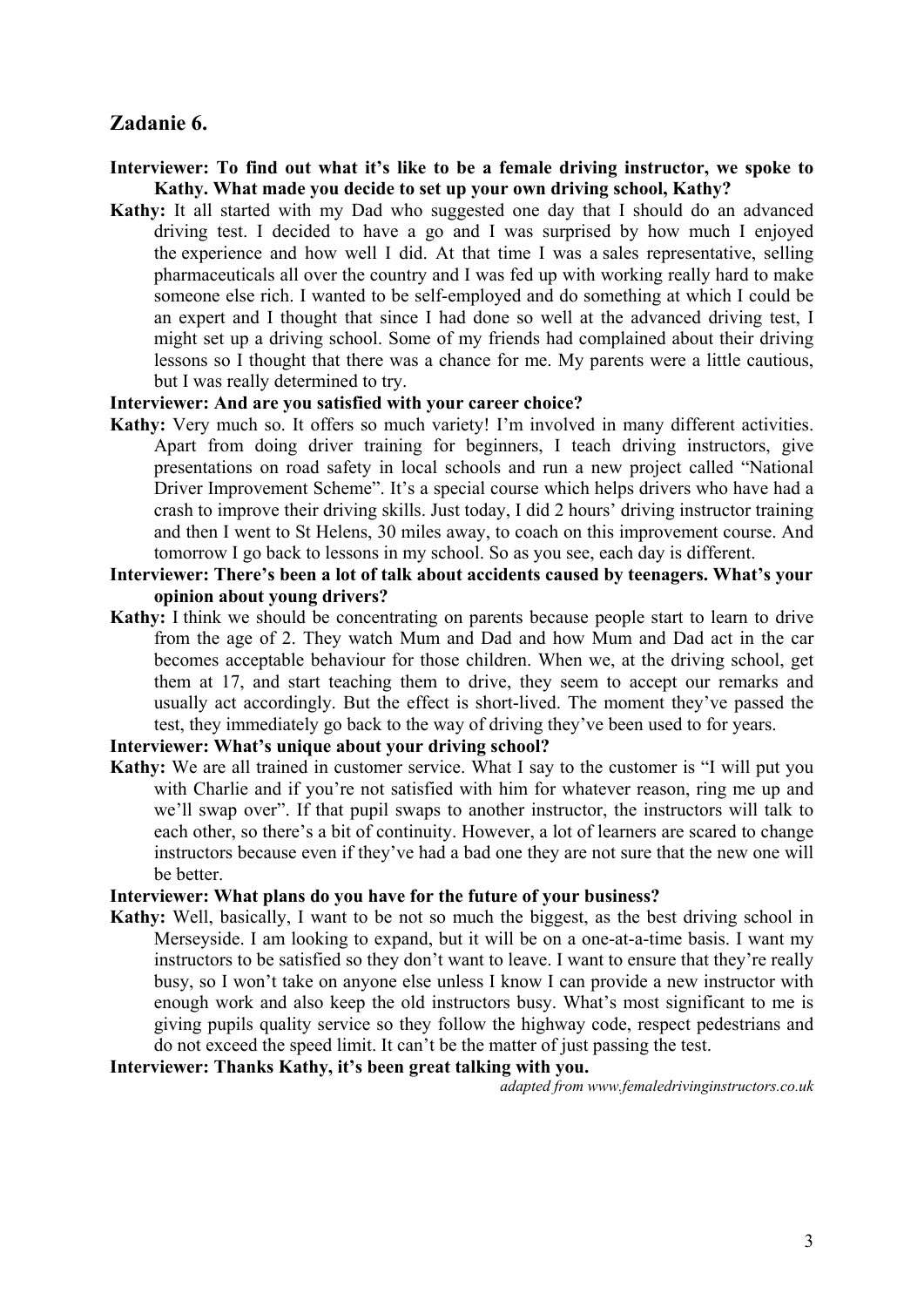## Zadanie 6.

**Interviewer: To find out what it's like to be a female driving instructor, we spoke to Kathy. What made you decide to set up your own driving school, Kathy?**

**Kathy:** It all started with my Dad who suggested one day that I should do an advanced driving test. I decided to have a go and I was surprised by how much I enjoyed the experience and how well I did. At that time I was a sales representative, selling pharmaceuticals all over the country and I was fed up with working really hard to make someone else rich. I wanted to be self-employed and do something at which I could be an expert and I thought that since I had done so well at the advanced driving test, I might set up a driving school. Some of my friends had complained about their driving lessons so I thought that there was a chance for me. My parents were a little cautious, but I was really determined to try.

**Interviewer: And are you satisfied with your career choice?**

**Kathy:** Very much so. It offers so much variety! I'm involved in many different activities. Apart from doing driver training for beginners, I teach driving instructors, give presentations on road safety in local schools and run a new project called "National Driver Improvement Scheme". It's a special course which helps drivers who have had a crash to improve their driving skills. Just today, I did 2 hours' driving instructor training and then I went to St Helens, 30 miles away, to coach on this improvement course. And tomorrow I go back to lessons in my school. So as you see, each day is different.

**Interviewer: There's been a lot of talk about accidents caused by teenagers. What's your opinion about young drivers?**

**Kathy:** I think we should be concentrating on parents because people start to learn to drive from the age of 2. They watch Mum and Dad and how Mum and Dad act in the car becomes acceptable behaviour for those children. When we, at the driving school, get them at 17, and start teaching them to drive, they seem to accept our remarks and usually act accordingly. But the effect is short-lived. The moment they've passed the test, they immediately go back to the way of driving they've been used to for years.

**Interviewer: What's unique about your driving school?**

**Kathy:** We are all trained in customer service. What I say to the customer is "I will put you with Charlie and if you're not satisfied with him for whatever reason, ring me up and we'll swap over". If that pupil swaps to another instructor, the instructors will talk to each other, so there's a bit of continuity. However, a lot of learners are scared to change instructors because even if they've had a bad one they are not sure that the new one will be better.

**Interviewer: What plans do you have for the future of your business?**

**Kathy:** Well, basically, I want to be not so much the biggest, as the best driving school in Merseyside. I am looking to expand, but it will be on a one-at-a-time basis. I want my instructors to be satisfied so they don't want to leave. I want to ensure that they're really busy, so I won't take on anyone else unless I know I can provide a new instructor with enough work and also keep the old instructors busy. What's most significant to me is giving pupils quality service so they follow the highway code, respect pedestrians and do not exceed the speed limit. It can't be the matter of just passing the test.

**Interviewer: Thanks Kathy, it's been great talking with you.**

*adapted from www.femaledrivinginstructors.co.uk*